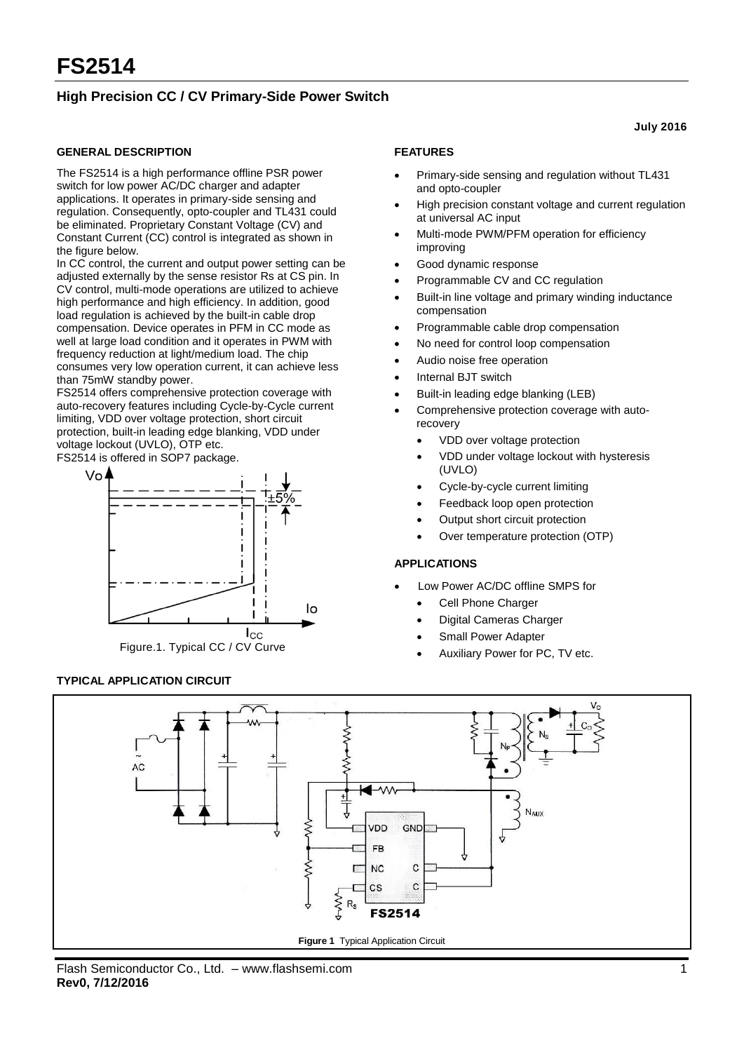# FS2514

## High Precision CC / CV Primary-Side Power Switch

**July 2016**

### GENERAL DESCRIPTION

The FS2514 is a high performance offline PSR power switch for low power AC/DC charger and adapter applications. It operates in primary-side sensing and regulation. Consequently, opto-coupler and TL431 could be eliminated. Proprietary Constant Voltage (CV) and Constant Current (CC) control is integrated as shown in the figure below.

In CC control, the current and output power setting can be adjusted externally by the sense resistor Rs at CS pin. In CV control, multi-mode operations are utilized to achieve high performance and high efficiency. In addition, good load regulation is achieved by the built-in cable drop compensation. Device operates in PFM in CC mode as well at large load condition and it operates in PWM with frequency reduction at light/medium load. The chip consumes very low operation current, it can achieve less than 75mW standby power.

FS2514 offers comprehensive protection coverage with auto-recovery features including Cycle-by-Cycle current limiting, VDD over voltage protection, short circuit protection, built-in leading edge blanking, VDD under voltage lockout (UVLO), OTP etc.

FS2514 is offered in SOP7 package.

Figure.1. Typical CC / CV Curve

### FEATURES

- Primary-side sensing and regulation without TL431 and opto-coupler
- High precision constant voltage and current regulation at universal AC input
- Multi-mode PWM/PFM operation for efficiency improving
- Good dynamic response
- Programmable CV and CC regulation
- Built-in line voltage and primary winding inductance compensation
- Programmable cable drop compensation
- No need for control loop compensation
- Audio noise free operation
- Internal BJT switch
- Built-in leading edge blanking (LEB)
- Comprehensive protection coverage with auto-recovery
  - VDD over voltage protection
  - VDD under voltage lockout with hysteresis (UVLO)
  - Cycle-by-cycle current limiting
  - Feedback loop open protection
  - Output short circuit protection
  - Over temperature protection (OTP)

### APPLICATIONS

- Low Power AC/DC offline SMPS for
  - Cell Phone Charger
  - Digital Cameras Charger
  - Small Power Adapter
  - Auxiliary Power for PC, TV etc.

### TYPICAL APPLICATION CIRCUIT

**Figure 1** Typical Application Circuit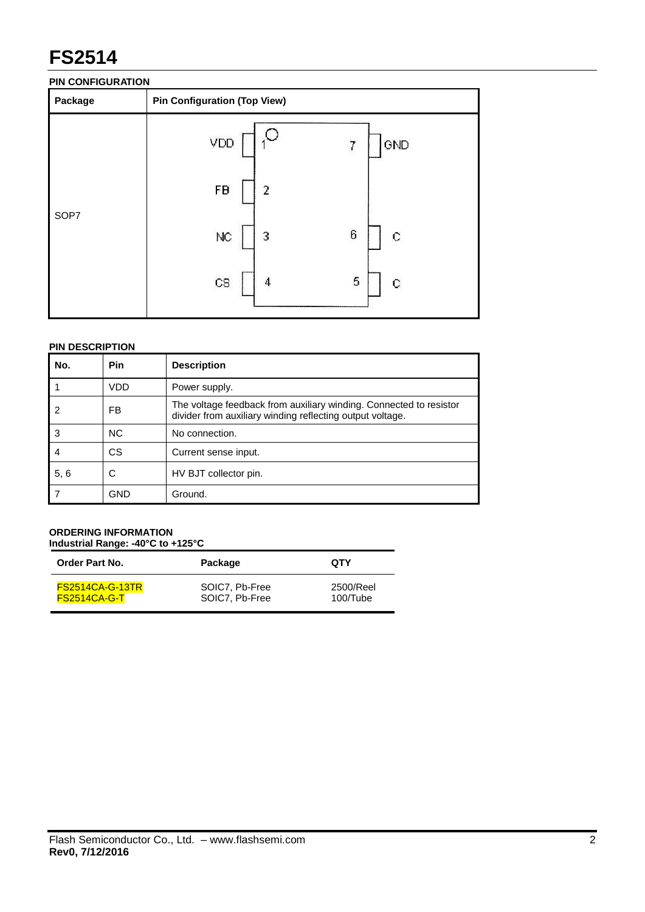# FS2514

## PIN CONFIGURATION

| Package | Pin Configuration (Top View) |
|---|---|
| SOP7 | VDD 1, FB 2, NC 3, CS 4, C 5, C 6, GND 7 |

## PIN DESCRIPTION

| No. | Pin | Description |
|---|---|---|
| 1 | VDD | Power supply. |
| 2 | FB | The voltage feedback from auxiliary winding. Connected to resistor divider from auxiliary winding reflecting output voltage. |
| 3 | NC | No connection. |
| 4 | CS | Current sense input. |
| 5, 6 | C | HV BJT collector pin. |
| 7 | GND | Ground. |

## ORDERING INFORMATION

**Industrial Range: -40°C to +125°C**

| Order Part No. | Package | QTY |
|---|---|---|
| FS2514CA-G-13TR | SOIC7, Pb-Free | 2500/Reel |
| FS2514CA-G-T | SOIC7, Pb-Free | 100/Tube |

Flash Semiconductor Co., Ltd. – www.flashsemi.com
**Rev0, 7/12/2016**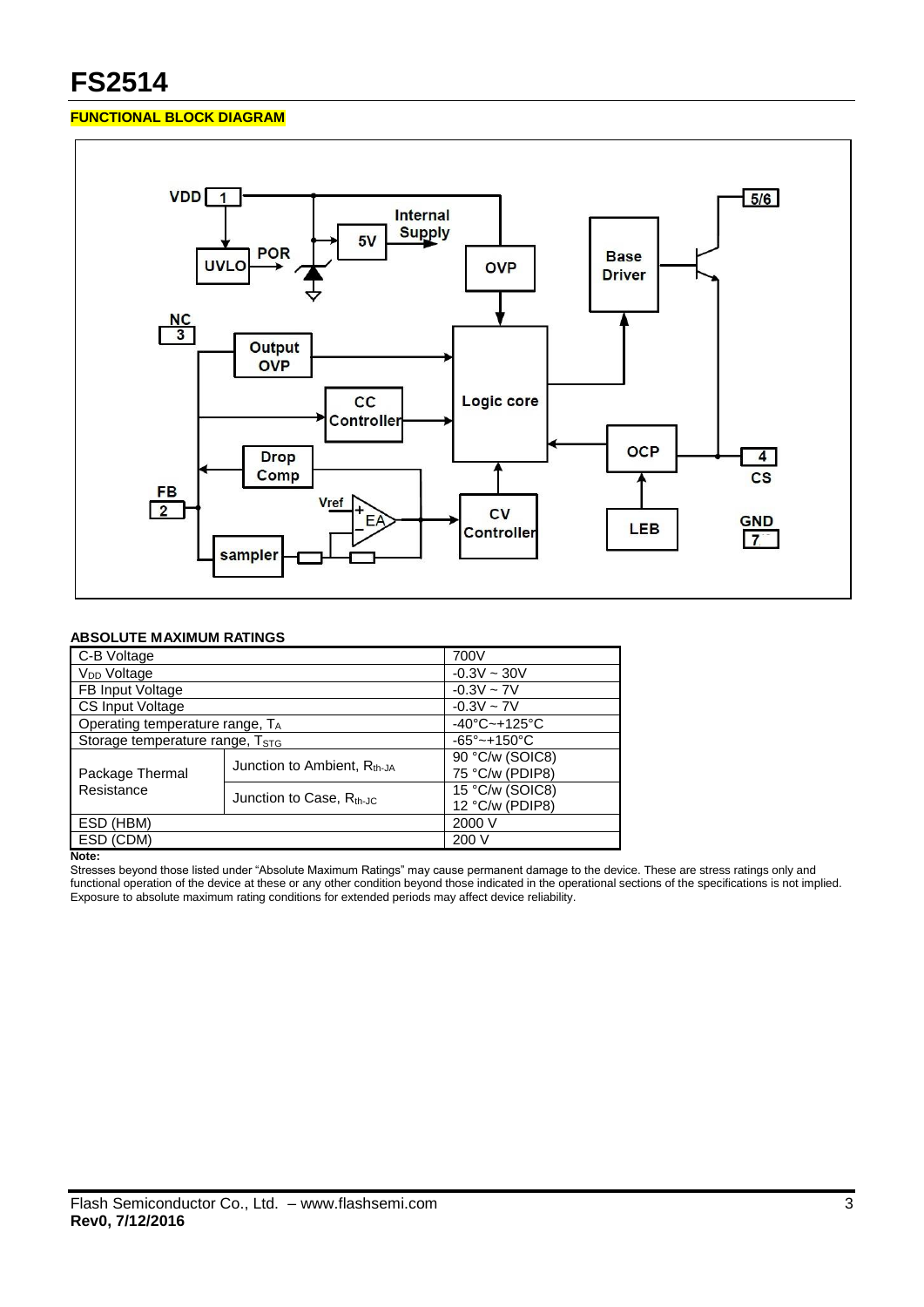# FS2514

## FUNCTIONAL BLOCK DIAGRAM

## ABSOLUTE MAXIMUM RATINGS

| Parameter | | Value |
|---|---|---|
| C-B Voltage | | 700V |
| $V_{DD}$ Voltage | | -0.3V ~ 30V |
| FB Input Voltage | | -0.3V ~ 7V |
| CS Input Voltage | | -0.3V ~ 7V |
| Operating temperature range, $T_A$ | | -40°C~+125°C |
| Storage temperature range, $T_{STG}$ | | -65°~+150°C |
| Package Thermal Resistance | Junction to Ambient, $R_{th-JA}$ | 90 °C/w (SOIC8)<br>75 °C/w (PDIP8) |
| | Junction to Case, $R_{th-JC}$ | 15 °C/w (SOIC8)<br>12 °C/w (PDIP8) |
| ESD (HBM) | | 2000 V |
| ESD (CDM) | | 200 V |

**Note:**
Stresses beyond those listed under “Absolute Maximum Ratings” may cause permanent damage to the device. These are stress ratings only and functional operation of the device at these or any other condition beyond those indicated in the operational sections of the specifications is not implied. Exposure to absolute maximum rating conditions for extended periods may affect device reliability.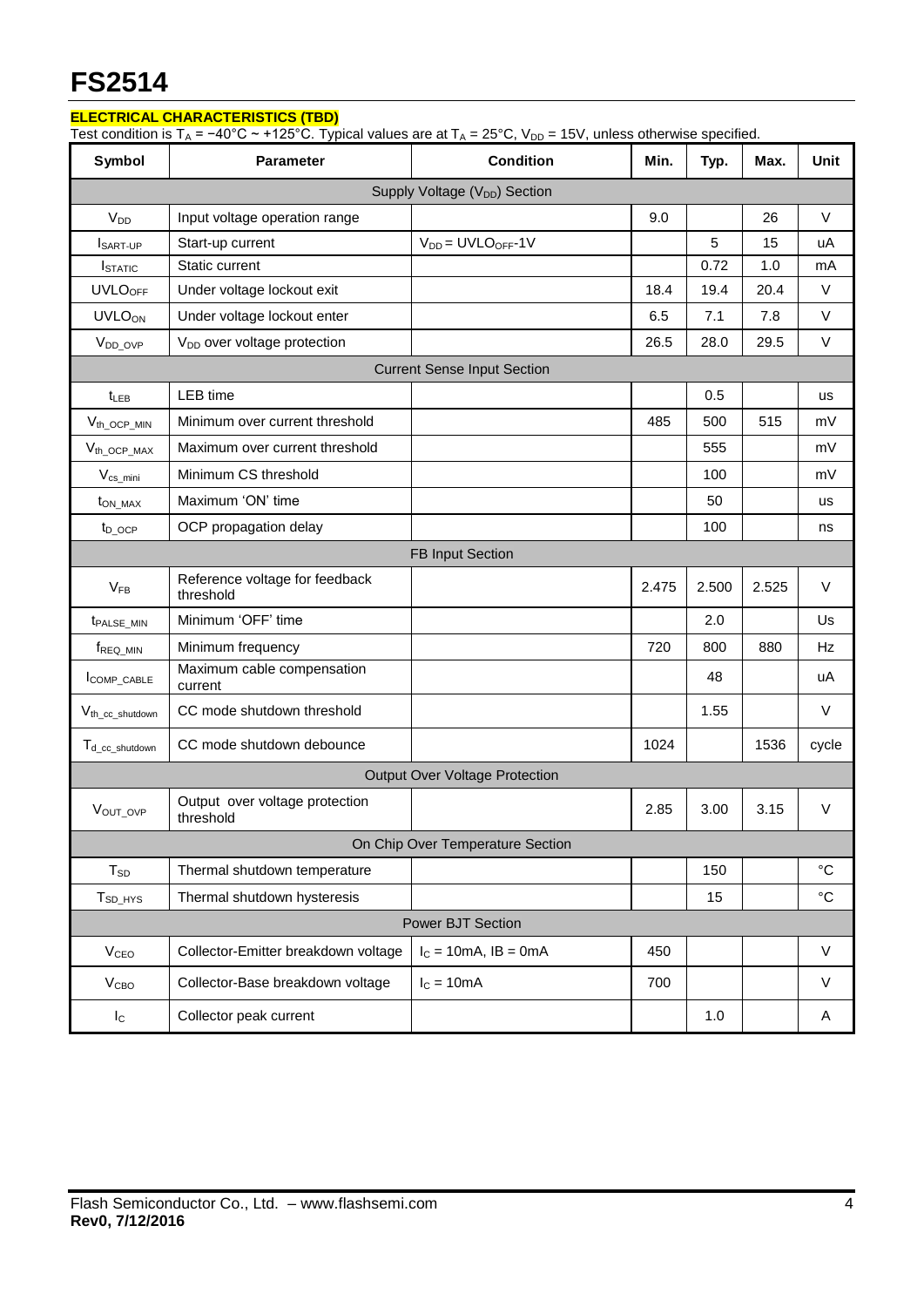# FS2514

## ELECTRICAL CHARACTERISTICS (TBD)

Test condition is $T_A$ = −40°C ~ +125°C. Typical values are at $T_A$ = 25°C, $V_{DD}$ = 15V, unless otherwise specified.

| Symbol | Parameter | Condition | Min. | Typ. | Max. | Unit |
|---|---|---|---|---|---|---|
| Supply Voltage ($V_{DD}$) Section | | | | | | |
| $V_{DD}$ | Input voltage operation range | | 9.0 | | 26 | V |
| $I_{SART\text{-}UP}$ | Start-up current | $V_{DD}$ = $UVLO_{OFF}$-1V | | 5 | 15 | uA |
| $I_{STATIC}$ | Static current | | | 0.72 | 1.0 | mA |
| $UVLO_{OFF}$ | Under voltage lockout exit | | 18.4 | 19.4 | 20.4 | V |
| $UVLO_{ON}$ | Under voltage lockout enter | | 6.5 | 7.1 | 7.8 | V |
| $V_{DD\_OVP}$ | $V_{DD}$ over voltage protection | | 26.5 | 28.0 | 29.5 | V |
| Current Sense Input Section | | | | | | |
| $t_{LEB}$ | LEB time | | | 0.5 | | us |
| $V_{th\_OCP\_MIN}$ | Minimum over current threshold | | 485 | 500 | 515 | mV |
| $V_{th\_OCP\_MAX}$ | Maximum over current threshold | | | 555 | | mV |
| $V_{cs\_mini}$ | Minimum CS threshold | | | 100 | | mV |
| $t_{ON\_MAX}$ | Maximum 'ON' time | | | 50 | | us |
| $t_{D\_OCP}$ | OCP propagation delay | | | 100 | | ns |
| FB Input Section | | | | | | |
| $V_{FB}$ | Reference voltage for feedback threshold | | 2.475 | 2.500 | 2.525 | V |
| $t_{PALSE\_MIN}$ | Minimum 'OFF' time | | | 2.0 | | Us |
| $f_{REQ\_MIN}$ | Minimum frequency | | 720 | 800 | 880 | Hz |
| $I_{COMP\_CABLE}$ | Maximum cable compensation current | | | 48 | | uA |
| $V_{th\_cc\_shutdown}$ | CC mode shutdown threshold | | | 1.55 | | V |
| $T_{d\_cc\_shutdown}$ | CC mode shutdown debounce | | 1024 | | 1536 | cycle |
| Output Over Voltage Protection | | | | | | |
| $V_{OUT\_OVP}$ | Output over voltage protection threshold | | 2.85 | 3.00 | 3.15 | V |
| On Chip Over Temperature Section | | | | | | |
| $T_{SD}$ | Thermal shutdown temperature | | | 150 | | °C |
| $T_{SD\_HYS}$ | Thermal shutdown hysteresis | | | 15 | | °C |
| Power BJT Section | | | | | | |
| $V_{CEO}$ | Collector-Emitter breakdown voltage | $I_C$ = 10mA, IB = 0mA | 450 | | | V |
| $V_{CBO}$ | Collector-Base breakdown voltage | $I_C$ = 10mA | 700 | | | V |
| $I_C$ | Collector peak current | | | 1.0 | | A |

Flash Semiconductor Co., Ltd. – www.flashsemi.com
**Rev0, 7/12/2016**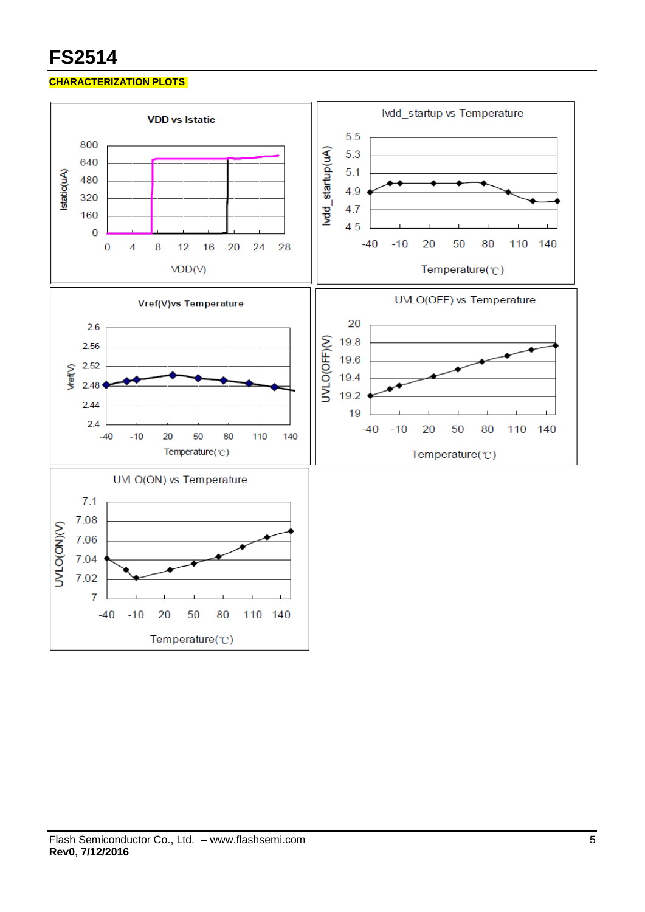# FS2514

**CHARACTERIZATION PLOTS**

VDD vs Istatic

Istatic(uA)

800
640
480
320
160
0

0 4 8 12 16 20 24 28

VDD(V)

Ivdd_startup vs Temperature

Ivdd_startup(uA)

5.5
5.3
5.1
4.9
4.7
4.5

-40 -10 20 50 80 110 140

Temperature(℃)

Vref(V)vs Temperature

Vref(V)

2.6
2.56
2.52
2.48
2.44
2.4

-40 -10 20 50 80 110 140

Temperature(℃)

UVLO(OFF) vs Temperature

UVLO(OFF)(V)

20
19.8
19.6
19.4
19.2
19

-40 -10 20 50 80 110 140

Temperature(℃)

UVLO(ON) vs Temperature

UVLO(ON)(V)

7.1
7.08
7.06
7.04
7.02
7

-40 -10 20 50 80 110 140

Temperature(℃)

Flash Semiconductor Co., Ltd. – www.flashsemi.com
**Rev0, 7/12/2016**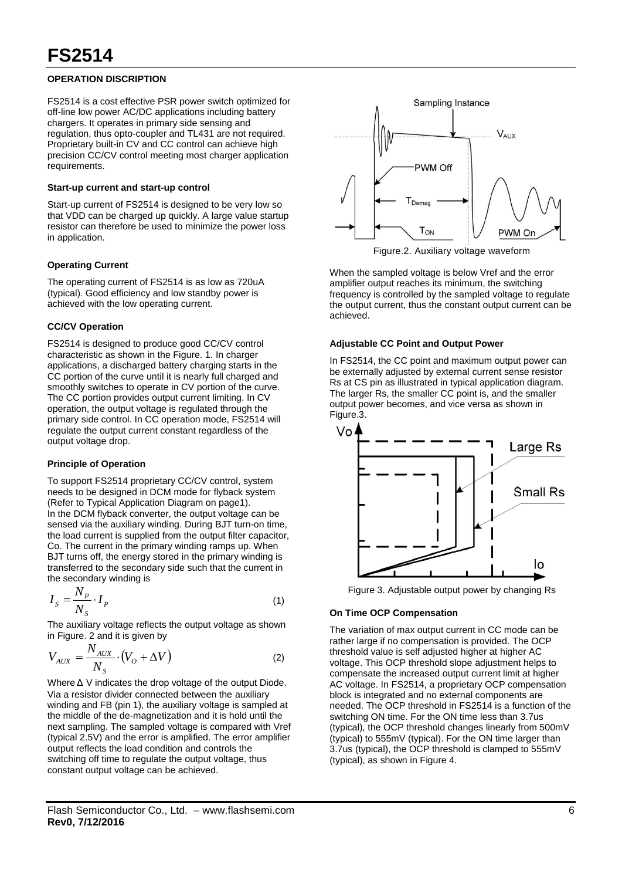# FS2514

## OPERATION DISCRIPTION

FS2514 is a cost effective PSR power switch optimized for off-line low power AC/DC applications including battery chargers. It operates in primary side sensing and regulation, thus opto-coupler and TL431 are not required. Proprietary built-in CV and CC control can achieve high precision CC/CV control meeting most charger application requirements.

### Start-up current and start-up control

Start-up current of FS2514 is designed to be very low so that VDD can be charged up quickly. A large value startup resistor can therefore be used to minimize the power loss in application.

### Operating Current

The operating current of FS2514 is as low as 720uA (typical). Good efficiency and low standby power is achieved with the low operating current.

### CC/CV Operation

FS2514 is designed to produce good CC/CV control characteristic as shown in the Figure. 1. In charger applications, a discharged battery charging starts in the CC portion of the curve until it is nearly full charged and smoothly switches to operate in CV portion of the curve. The CC portion provides output current limiting. In CV operation, the output voltage is regulated through the primary side control. In CC operation mode, FS2514 will regulate the output current constant regardless of the output voltage drop.

### Principle of Operation

To support FS2514 proprietary CC/CV control, system needs to be designed in DCM mode for flyback system (Refer to Typical Application Diagram on page1).
In the DCM flyback converter, the output voltage can be sensed via the auxiliary winding. During BJT turn-on time, the load current is supplied from the output filter capacitor, Co. The current in the primary winding ramps up. When BJT turns off, the energy stored in the primary winding is transferred to the secondary side such that the current in the secondary winding is

$$I_S = \frac{N_P}{N_S} \cdot I_P \tag{1}$$

The auxiliary voltage reflects the output voltage as shown in Figure. 2 and it is given by

$$V_{AUX} = \frac{N_{AUX}}{N_S} \cdot (V_O + \Delta V) \tag{2}$$

Where Δ V indicates the drop voltage of the output Diode.
Via a resistor divider connected between the auxiliary winding and FB (pin 1), the auxiliary voltage is sampled at the middle of the de-magnetization and it is hold until the next sampling. The sampled voltage is compared with Vref (typical 2.5V) and the error is amplified. The error amplifier output reflects the load condition and controls the switching off time to regulate the output voltage, thus constant output voltage can be achieved.

Figure.2. Auxiliary voltage waveform

When the sampled voltage is below Vref and the error amplifier output reaches its minimum, the switching frequency is controlled by the sampled voltage to regulate the output current, thus the constant output current can be achieved.

### Adjustable CC Point and Output Power

In FS2514, the CC point and maximum output power can be externally adjusted by external current sense resistor Rs at CS pin as illustrated in typical application diagram. The larger Rs, the smaller CC point is, and the smaller output power becomes, and vice versa as shown in Figure.3.

Figure 3. Adjustable output power by changing Rs

### On Time OCP Compensation

The variation of max output current in CC mode can be rather large if no compensation is provided. The OCP threshold value is self adjusted higher at higher AC voltage. This OCP threshold slope adjustment helps to compensate the increased output current limit at higher AC voltage. In FS2514, a proprietary OCP compensation block is integrated and no external components are needed. The OCP threshold in FS2514 is a function of the switching ON time. For the ON time less than 3.7us (typical), the OCP threshold changes linearly from 500mV (typical) to 555mV (typical). For the ON time larger than 3.7us (typical), the OCP threshold is clamped to 555mV (typical), as shown in Figure 4.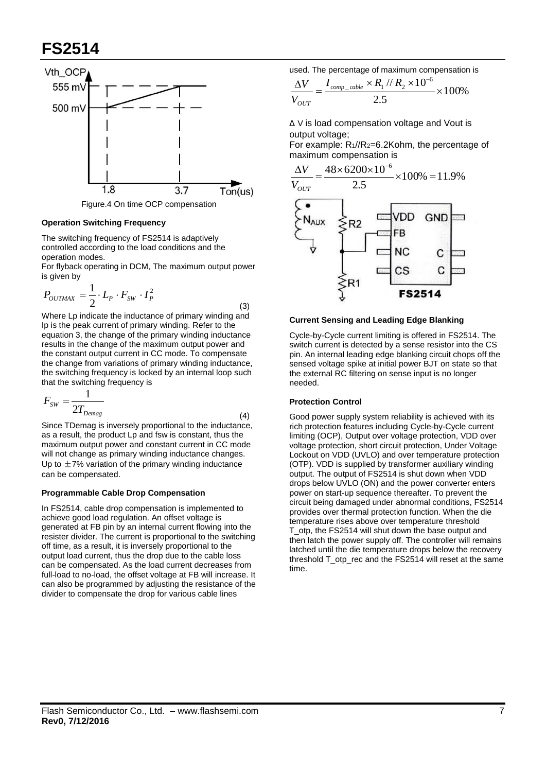Figure.4 On time OCP compensation

**Operation Switching Frequency**

The switching frequency of FS2514 is adaptively controlled according to the load conditions and the operation modes.

For flyback operating in DCM, The maximum output power is given by

$$P_{OUTMAX} = \frac{1}{2} \cdot L_P \cdot F_{SW} \cdot I_P^2 \tag{3}$$

Where Lp indicate the inductance of primary winding and Ip is the peak current of primary winding. Refer to the equation 3, the change of the primary winding inductance results in the change of the maximum output power and the constant output current in CC mode. To compensate the change from variations of primary winding inductance, the switching frequency is locked by an internal loop such that the switching frequency is

$$F_{SW} = \frac{1}{2T_{Demag}} \tag{4}$$

Since TDemag is inversely proportional to the inductance, as a result, the product Lp and fsw is constant, thus the maximum output power and constant current in CC mode will not change as primary winding inductance changes. Up to ±7% variation of the primary winding inductance can be compensated.

**Programmable Cable Drop Compensation**

In FS2514, cable drop compensation is implemented to achieve good load regulation. An offset voltage is generated at FB pin by an internal current flowing into the resister divider. The current is proportional to the switching off time, as a result, it is inversely proportional to the output load current, thus the drop due to the cable loss can be compensated. As the load current decreases from full-load to no-load, the offset voltage at FB will increase. It can also be programmed by adjusting the resistance of the divider to compensate the drop for various cable lines used. The percentage of maximum compensation is

$$\frac{\Delta V}{V_{OUT}} = \frac{I_{comp\_cable} \times R_1 // R_2 \times 10^{-6}}{2.5} \times 100\%$$

ΔV is load compensation voltage and Vout is output voltage;

For example: $R_1//R_2$=6.2Kohm, the percentage of maximum compensation is

$$\frac{\Delta V}{V_{OUT}} = \frac{48 \times 6200 \times 10^{-6}}{2.5} \times 100\% = 11.9\%$$

**Current Sensing and Leading Edge Blanking**

Cycle-by-Cycle current limiting is offered in FS2514. The switch current is detected by a sense resistor into the CS pin. An internal leading edge blanking circuit chops off the sensed voltage spike at initial power BJT on state so that the external RC filtering on sense input is no longer needed.

**Protection Control**

Good power supply system reliability is achieved with its rich protection features including Cycle-by-Cycle current limiting (OCP), Output over voltage protection, VDD over voltage protection, short circuit protection, Under Voltage Lockout on VDD (UVLO) and over temperature protection (OTP). VDD is supplied by transformer auxiliary winding output. The output of FS2514 is shut down when VDD drops below UVLO (ON) and the power converter enters power on start-up sequence thereafter. To prevent the circuit being damaged under abnormal conditions, FS2514 provides over thermal protection function. When the die temperature rises above over temperature threshold T_otp, the FS2514 will shut down the base output and then latch the power supply off. The controller will remains latched until the die temperature drops below the recovery threshold T_otp_rec and the FS2514 will reset at the same time.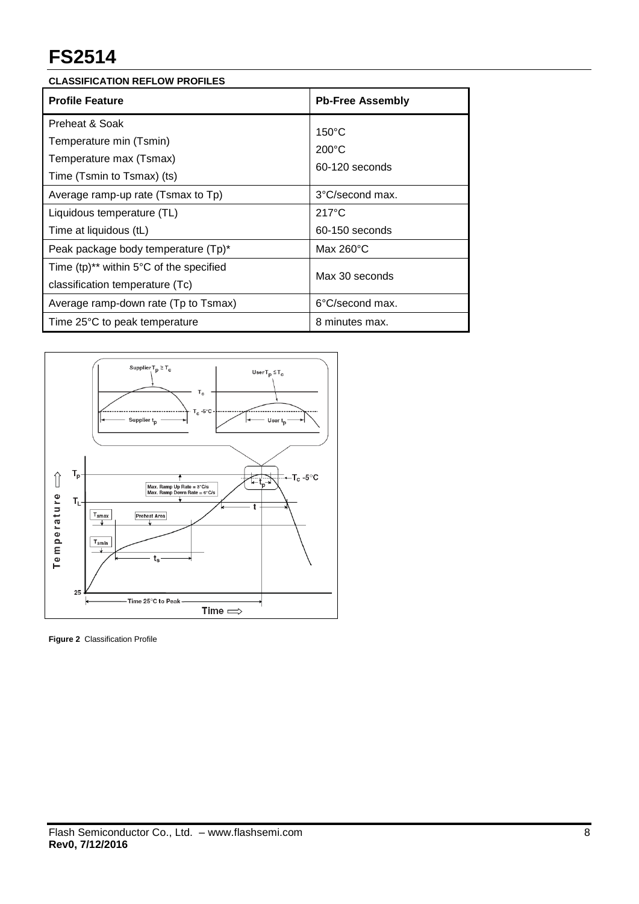# FS2514

**CLASSIFICATION REFLOW PROFILES**

| Profile Feature | Pb-Free Assembly |
|---|---|
| Preheat & Soak<br>Temperature min (Tsmin)<br>Temperature max (Tsmax)<br>Time (Tsmin to Tsmax) (ts) | 150°C<br>200°C<br>60-120 seconds |
| Average ramp-up rate (Tsmax to Tp) | 3°C/second max. |
| Liquidous temperature (TL)<br>Time at liquidous (tL) | 217°C<br>60-150 seconds |
| Peak package body temperature (Tp)* | Max 260°C |
| Time (tp)** within 5°C of the specified classification temperature (Tc) | Max 30 seconds |
| Average ramp-down rate (Tp to Tsmax) | 6°C/second max. |
| Time 25°C to peak temperature | 8 minutes max. |

**Figure 2** Classification Profile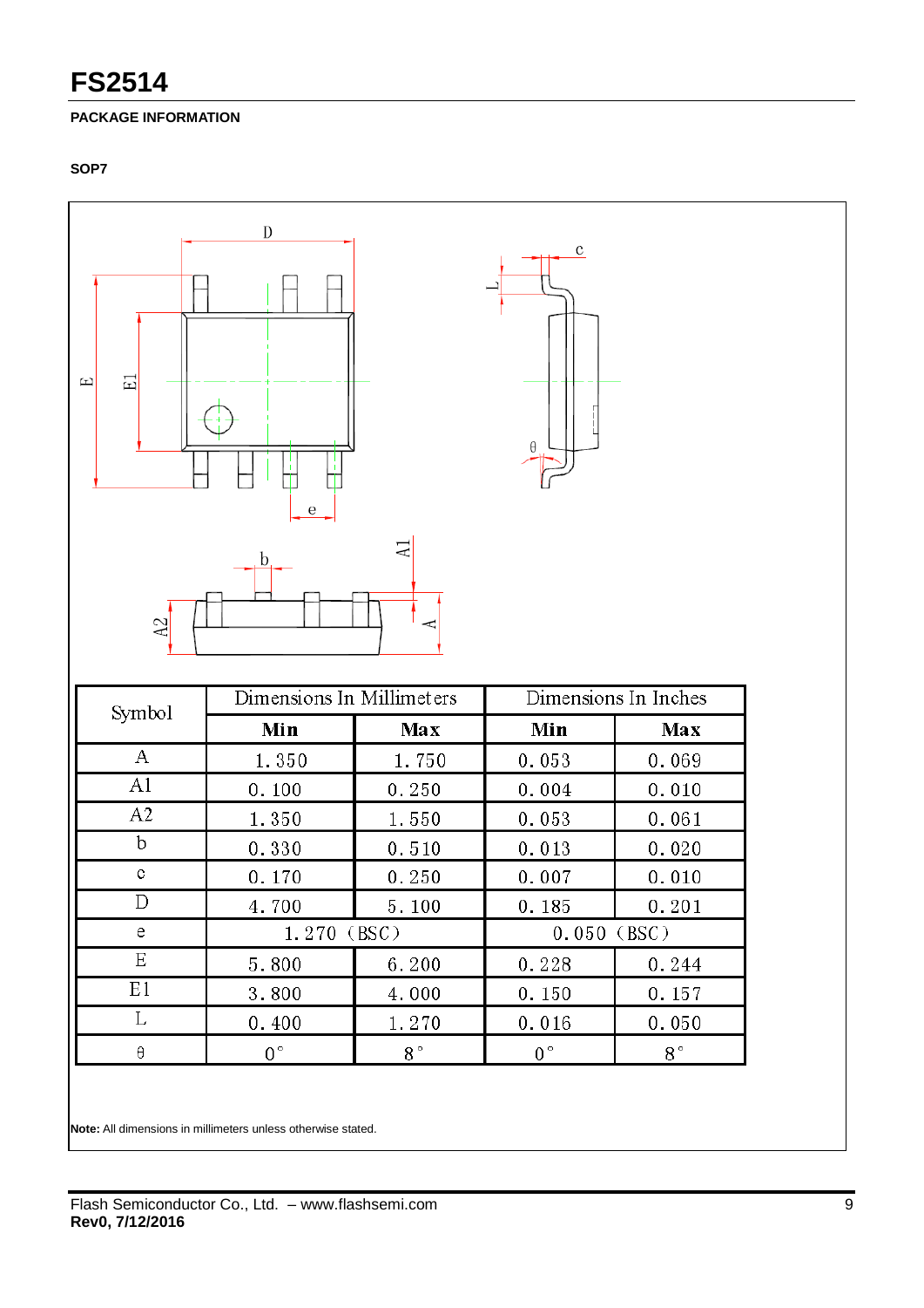# FS2514

**PACKAGE INFORMATION**

**SOP7**

D
c
L
E
E1
θ
e
b
A1
A2
A

| Symbol | Dimensions In Millimeters | | Dimensions In Inches | |
|---|---|---|---|---|
| | **Min** | **Max** | **Min** | **Max** |
| A | 1.350 | 1.750 | 0.053 | 0.069 |
| A1 | 0.100 | 0.250 | 0.004 | 0.010 |
| A2 | 1.350 | 1.550 | 0.053 | 0.061 |
| b | 0.330 | 0.510 | 0.013 | 0.020 |
| c | 0.170 | 0.250 | 0.007 | 0.010 |
| D | 4.700 | 5.100 | 0.185 | 0.201 |
| e | 1.270 (BSC) | | 0.050 (BSC) | |
| E | 5.800 | 6.200 | 0.228 | 0.244 |
| E1 | 3.800 | 4.000 | 0.150 | 0.157 |
| L | 0.400 | 1.270 | 0.016 | 0.050 |
| θ | 0° | 8° | 0° | 8° |

**Note:** All dimensions in millimeters unless otherwise stated.

Flash Semiconductor Co., Ltd. – www.flashsemi.com
**Rev0, 7/12/2016**